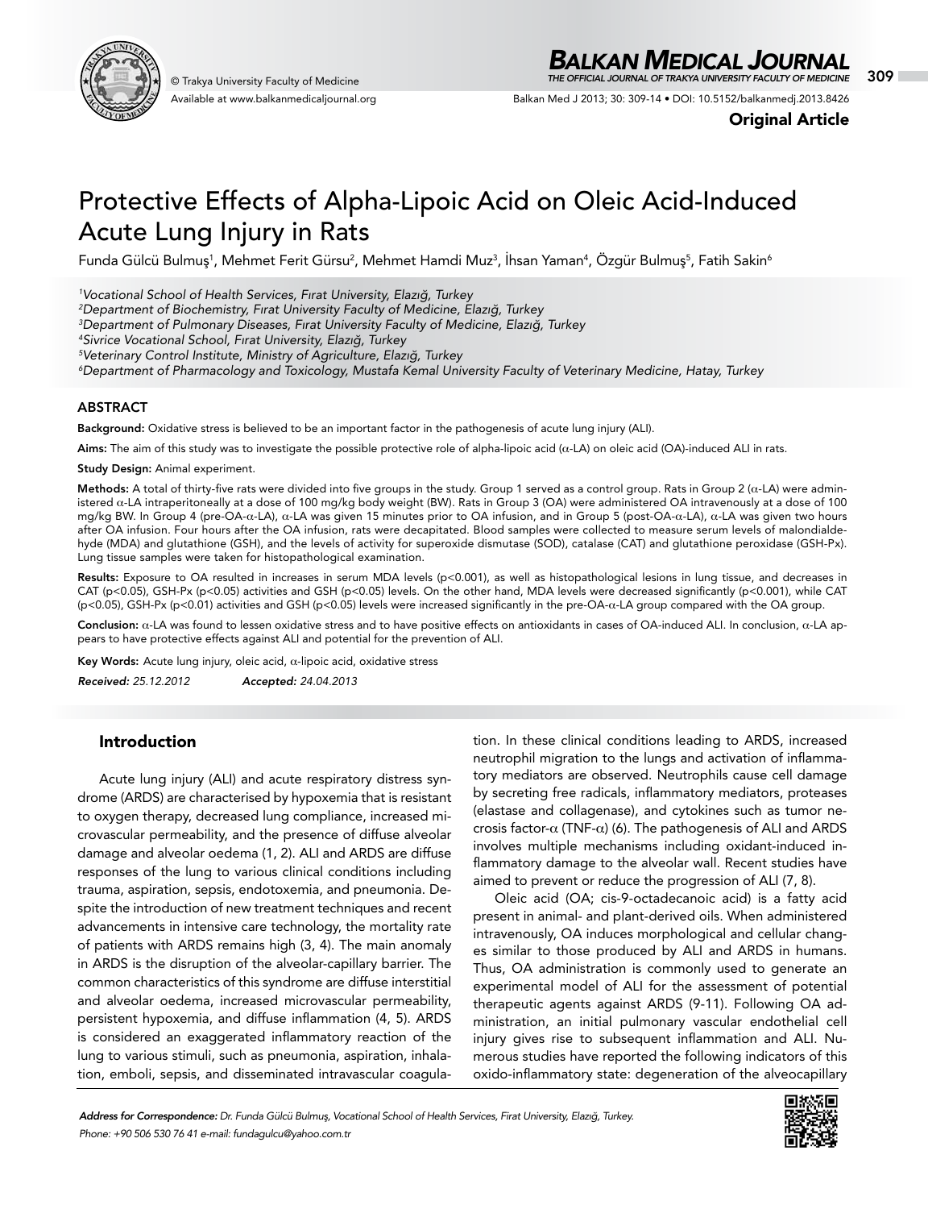Original Article

# Protective Effects of Alpha-Lipoic Acid on Oleic Acid-Induced Acute Lung Injury in Rats

Funda Gülcü Bulmuş[1], Mehmet Ferit Gürsu[2], Mehmet Hamdi Muz[3], İhsan Yaman[4], Özgür Bulmuş[5], Fatih Sakin[6]

[1]*Vocational School of Health Services, Fırat University, Elazığ, Turkey*
[2]*Department of Biochemistry, Fırat University Faculty of Medicine, Elazığ, Turkey*
[3]*Department of Pulmonary Diseases, Fırat University Faculty of Medicine, Elazığ, Turkey*
[4]*Sivrice Vocational School, Fırat University, Elazığ, Turkey*
[5]*Veterinary Control Institute, Ministry of Agriculture, Elazığ, Turkey*
[6]*Department of Pharmacology and Toxicology, Mustafa Kemal University Faculty of Veterinary Medicine, Hatay, Turkey*

## ABSTRACT

**Background:** Oxidative stress is believed to be an important factor in the pathogenesis of acute lung injury (ALI).

**Aims:** The aim of this study was to investigate the possible protective role of alpha-lipoic acid (α-LA) on oleic acid (OA)-induced ALI in rats.

**Study Design:** Animal experiment.

**Methods:** A total of thirty-five rats were divided into five groups in the study. Group 1 served as a control group. Rats in Group 2 (α-LA) were administered α-LA intraperitoneally at a dose of 100 mg/kg body weight (BW). Rats in Group 3 (OA) were administered OA intravenously at a dose of 100 mg/kg BW. In Group 4 (pre-OA-α-LA), α-LA was given 15 minutes prior to OA infusion, and in Group 5 (post-OA-α-LA), α-LA was given two hours after OA infusion. Four hours after the OA infusion, rats were decapitated. Blood samples were collected to measure serum levels of malondialdehyde (MDA) and glutathione (GSH), and the levels of activity for superoxide dismutase (SOD), catalase (CAT) and glutathione peroxidase (GSH-Px). Lung tissue samples were taken for histopathological examination.

**Results:** Exposure to OA resulted in increases in serum MDA levels ($p<0.001$), as well as histopathological lesions in lung tissue, and decreases in CAT ($p<0.05$), GSH-Px ($p<0.05$) activities and GSH ($p<0.05$) levels. On the other hand, MDA levels were decreased significantly ($p<0.001$), while CAT ($p<0.05$), GSH-Px ($p<0.01$) activities and GSH ($p<0.05$) levels were increased significantly in the pre-OA-α-LA group compared with the OA group.

**Conclusion:** α-LA was found to lessen oxidative stress and to have positive effects on antioxidants in cases of OA-induced ALI. In conclusion, α-LA appears to have protective effects against ALI and potential for the prevention of ALI.

**Key Words:** Acute lung injury, oleic acid, α-lipoic acid, oxidative stress

***Received:*** *25.12.2012* ***Accepted:*** *24.04.2013*

## Introduction

Acute lung injury (ALI) and acute respiratory distress syndrome (ARDS) are characterised by hypoxemia that is resistant to oxygen therapy, decreased lung compliance, increased microvascular permeability, and the presence of diffuse alveolar damage and alveolar oedema (1, 2). ALI and ARDS are diffuse responses of the lung to various clinical conditions including trauma, aspiration, sepsis, endotoxemia, and pneumonia. Despite the introduction of new treatment techniques and recent advancements in intensive care technology, the mortality rate of patients with ARDS remains high (3, 4). The main anomaly in ARDS is the disruption of the alveolar-capillary barrier. The common characteristics of this syndrome are diffuse interstitial and alveolar oedema, increased microvascular permeability, persistent hypoxemia, and diffuse inflammation (4, 5). ARDS is considered an exaggerated inflammatory reaction of the lung to various stimuli, such as pneumonia, aspiration, inhalation, emboli, sepsis, and disseminated intravascular coagulation. In these clinical conditions leading to ARDS, increased neutrophil migration to the lungs and activation of inflammatory mediators are observed. Neutrophils cause cell damage by secreting free radicals, inflammatory mediators, proteases (elastase and collagenase), and cytokines such as tumor necrosis factor-α (TNF-α) (6). The pathogenesis of ALI and ARDS involves multiple mechanisms including oxidant-induced inflammatory damage to the alveolar wall. Recent studies have aimed to prevent or reduce the progression of ALI (7, 8).

Oleic acid (OA; cis-9-octadecanoic acid) is a fatty acid present in animal- and plant-derived oils. When administered intravenously, OA induces morphological and cellular changes similar to those produced by ALI and ARDS in humans. Thus, OA administration is commonly used to generate an experimental model of ALI for the assessment of potential therapeutic agents against ARDS (9-11). Following OA administration, an initial pulmonary vascular endothelial cell injury gives rise to subsequent inflammation and ALI. Numerous studies have reported the following indicators of this oxido-inflammatory state: degeneration of the alveocapillary

*Address for Correspondence: Dr. Funda Gülcü Bulmuş, Vocational School of Health Services, Firat University, Elazığ, Turkey.*
*Phone: +90 506 530 76 41 e-mail: fundagulcu@yahoo.com.tr*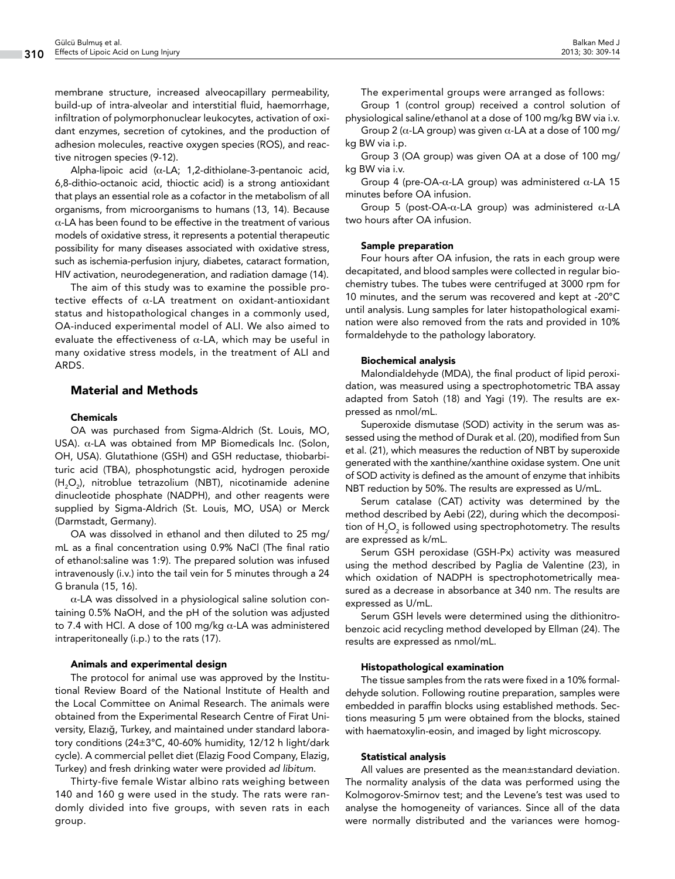membrane structure, increased alveocapillary permeability, build-up of intra-alveolar and interstitial fluid, haemorrhage, infiltration of polymorphonuclear leukocytes, activation of oxidant enzymes, secretion of cytokines, and the production of adhesion molecules, reactive oxygen species (ROS), and reactive nitrogen species (9-12).

Alpha-lipoic acid (α-LA; 1,2-dithiolane-3-pentanoic acid, 6,8-dithio-octanoic acid, thioctic acid) is a strong antioxidant that plays an essential role as a cofactor in the metabolism of all organisms, from microorganisms to humans (13, 14). Because α-LA has been found to be effective in the treatment of various models of oxidative stress, it represents a potential therapeutic possibility for many diseases associated with oxidative stress, such as ischemia-perfusion injury, diabetes, cataract formation, HIV activation, neurodegeneration, and radiation damage (14).

The aim of this study was to examine the possible protective effects of α-LA treatment on oxidant-antioxidant status and histopathological changes in a commonly used, OA-induced experimental model of ALI. We also aimed to evaluate the effectiveness of α-LA, which may be useful in many oxidative stress models, in the treatment of ALI and ARDS.

## Material and Methods

### Chemicals

OA was purchased from Sigma-Aldrich (St. Louis, MO, USA). α-LA was obtained from MP Biomedicals Inc. (Solon, OH, USA). Glutathione (GSH) and GSH reductase, thiobarbituric acid (TBA), phosphotungstic acid, hydrogen peroxide ($H_2O_2$), nitroblue tetrazolium (NBT), nicotinamide adenine dinucleotide phosphate (NADPH), and other reagents were supplied by Sigma-Aldrich (St. Louis, MO, USA) or Merck (Darmstadt, Germany).

OA was dissolved in ethanol and then diluted to 25 mg/mL as a final concentration using 0.9% NaCl (The final ratio of ethanol:saline was 1:9). The prepared solution was infused intravenously (i.v.) into the tail vein for 5 minutes through a 24 G branula (15, 16).

α-LA was dissolved in a physiological saline solution containing 0.5% NaOH, and the pH of the solution was adjusted to 7.4 with HCl. A dose of 100 mg/kg α-LA was administered intraperitoneally (i.p.) to the rats (17).

### Animals and experimental design

The protocol for animal use was approved by the Institutional Review Board of the National Institute of Health and the Local Committee on Animal Research. The animals were obtained from the Experimental Research Centre of Firat University, Elazığ, Turkey, and maintained under standard laboratory conditions (24±3°C, 40-60% humidity, 12/12 h light/dark cycle). A commercial pellet diet (Elazig Food Company, Elazig, Turkey) and fresh drinking water were provided *ad libitum*.

Thirty-five female Wistar albino rats weighing between 140 and 160 g were used in the study. The rats were randomly divided into five groups, with seven rats in each group.

The experimental groups were arranged as follows:

Group 1 (control group) received a control solution of physiological saline/ethanol at a dose of 100 mg/kg BW via i.v.

Group 2 (α-LA group) was given α-LA at a dose of 100 mg/kg BW via i.p.

Group 3 (OA group) was given OA at a dose of 100 mg/kg BW via i.v.

Group 4 (pre-OA-α-LA group) was administered α-LA 15 minutes before OA infusion.

Group 5 (post-OA-α-LA group) was administered α-LA two hours after OA infusion.

### Sample preparation

Four hours after OA infusion, the rats in each group were decapitated, and blood samples were collected in regular biochemistry tubes. The tubes were centrifuged at 3000 rpm for 10 minutes, and the serum was recovered and kept at -20°C until analysis. Lung samples for later histopathological examination were also removed from the rats and provided in 10% formaldehyde to the pathology laboratory.

### Biochemical analysis

Malondialdehyde (MDA), the final product of lipid peroxidation, was measured using a spectrophotometric TBA assay adapted from Satoh (18) and Yagi (19). The results are expressed as nmol/mL.

Superoxide dismutase (SOD) activity in the serum was assessed using the method of Durak et al. (20), modified from Sun et al. (21), which measures the reduction of NBT by superoxide generated with the xanthine/xanthine oxidase system. One unit of SOD activity is defined as the amount of enzyme that inhibits NBT reduction by 50%. The results are expressed as U/mL.

Serum catalase (CAT) activity was determined by the method described by Aebi (22), during which the decomposition of $H_2O_2$ is followed using spectrophotometry. The results are expressed as k/mL.

Serum GSH peroxidase (GSH-Px) activity was measured using the method described by Paglia de Valentine (23), in which oxidation of NADPH is spectrophotometrically measured as a decrease in absorbance at 340 nm. The results are expressed as U/mL.

Serum GSH levels were determined using the dithionitrobenzoic acid recycling method developed by Ellman (24). The results are expressed as nmol/mL.

### Histopathological examination

The tissue samples from the rats were fixed in a 10% formaldehyde solution. Following routine preparation, samples were embedded in paraffin blocks using established methods. Sections measuring 5 μm were obtained from the blocks, stained with haematoxylin-eosin, and imaged by light microscopy.

### Statistical analysis

All values are presented as the mean±standard deviation. The normality analysis of the data was performed using the Kolmogorov-Smirnov test; and the Levene's test was used to analyse the homogeneity of variances. Since all of the data were normally distributed and the variances were homog-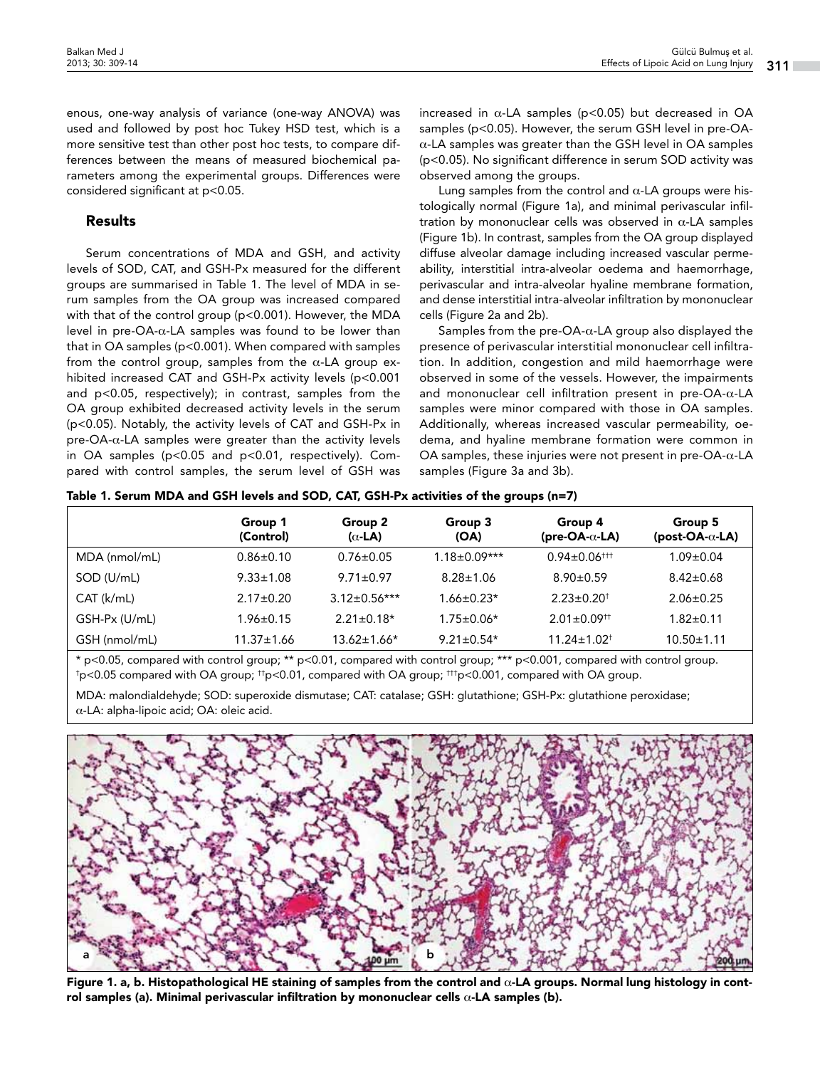enous, one-way analysis of variance (one-way ANOVA) was used and followed by post hoc Tukey HSD test, which is a more sensitive test than other post hoc tests, to compare differences between the means of measured biochemical parameters among the experimental groups. Differences were considered significant at $p<0.05$.

## Results

Serum concentrations of MDA and GSH, and activity levels of SOD, CAT, and GSH-Px measured for the different groups are summarised in Table 1. The level of MDA in serum samples from the OA group was increased compared with that of the control group ($p<0.001$). However, the MDA level in pre-OA-α-LA samples was found to be lower than that in OA samples ($p<0.001$). When compared with samples from the control group, samples from the α-LA group exhibited increased CAT and GSH-Px activity levels ($p<0.001$ and $p<0.05$, respectively); in contrast, samples from the OA group exhibited decreased activity levels in the serum ($p<0.05$). Notably, the activity levels of CAT and GSH-Px in pre-OA-α-LA samples were greater than the activity levels in OA samples ($p<0.05$ and $p<0.01$, respectively). Compared with control samples, the serum level of GSH was increased in α-LA samples ($p<0.05$) but decreased in OA samples ($p<0.05$). However, the serum GSH level in pre-OA-α-LA samples was greater than the GSH level in OA samples ($p<0.05$). No significant difference in serum SOD activity was observed among the groups.

Lung samples from the control and α-LA groups were histologically normal (Figure 1a), and minimal perivascular infiltration by mononuclear cells was observed in α-LA samples (Figure 1b). In contrast, samples from the OA group displayed diffuse alveolar damage including increased vascular permeability, interstitial intra-alveolar oedema and haemorrhage, perivascular and intra-alveolar hyaline membrane formation, and dense interstitial intra-alveolar infiltration by mononuclear cells (Figure 2a and 2b).

Samples from the pre-OA-α-LA group also displayed the presence of perivascular interstitial mononuclear cell infiltration. In addition, congestion and mild haemorrhage were observed in some of the vessels. However, the impairments and mononuclear cell infiltration present in pre-OA-α-LA samples were minor compared with those in OA samples. Additionally, whereas increased vascular permeability, oedema, and hyaline membrane formation were common in OA samples, these injuries were not present in pre-OA-α-LA samples (Figure 3a and 3b).

**Table 1. Serum MDA and GSH levels and SOD, CAT, GSH-Px activities of the groups (n=7)**

| | Group 1 (Control) | Group 2 (α-LA) | Group 3 (OA) | Group 4 (pre-OA-α-LA) | Group 5 (post-OA-α-LA) |
|---|---|---|---|---|---|
| MDA (nmol/mL) | 0.86±0.10 | 0.76±0.05 | 1.18±0.09*** | 0.94±0.06††† | 1.09±0.04 |
| SOD (U/mL) | 9.33±1.08 | 9.71±0.97 | 8.28±1.06 | 8.90±0.59 | 8.42±0.68 |
| CAT (k/mL) | 2.17±0.20 | 3.12±0.56*** | 1.66±0.23* | 2.23±0.20† | 2.06±0.25 |
| GSH-Px (U/mL) | 1.96±0.15 | 2.21±0.18* | 1.75±0.06* | 2.01±0.09†† | 1.82±0.11 |
| GSH (nmol/mL) | 11.37±1.66 | 13.62±1.66* | 9.21±0.54* | 11.24±1.02† | 10.50±1.11 |

* $p<0.05$, compared with control group; ** $p<0.01$, compared with control group; *** $p<0.001$, compared with control group.
†$p<0.05$ compared with OA group; ††$p<0.01$, compared with OA group; †††$p<0.001$, compared with OA group.

MDA: malondialdehyde; SOD: superoxide dismutase; CAT: catalase; GSH: glutathione; GSH-Px: glutathione peroxidase; α-LA: alpha-lipoic acid; OA: oleic acid.

**Figure 1. a, b. Histopathological HE staining of samples from the control and α-LA groups. Normal lung histology in control samples (a). Minimal perivascular infiltration by mononuclear cells α-LA samples (b).**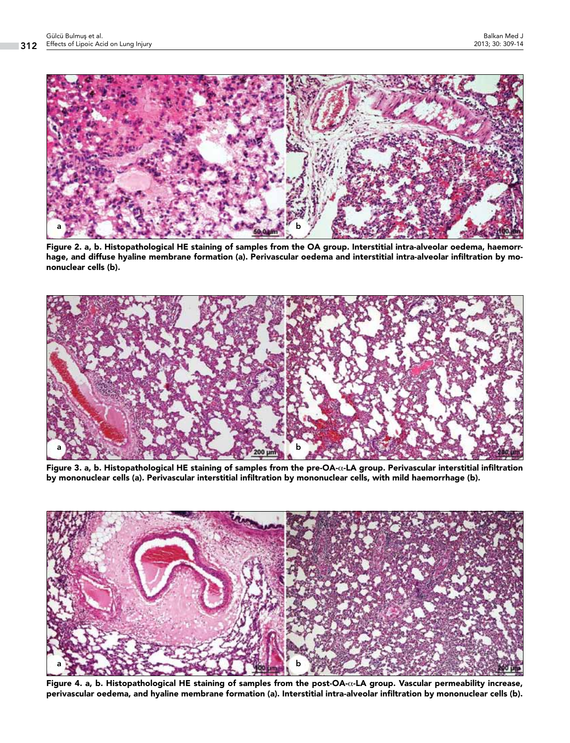**Figure 2. a, b. Histopathological HE staining of samples from the OA group. Interstitial intra-alveolar oedema, haemorrhage, and diffuse hyaline membrane formation (a). Perivascular oedema and interstitial intra-alveolar infiltration by mononuclear cells (b).**

**Figure 3. a, b. Histopathological HE staining of samples from the pre-OA-α-LA group. Perivascular interstitial infiltration by mononuclear cells (a). Perivascular interstitial infiltration by mononuclear cells, with mild haemorrhage (b).**

**Figure 4. a, b. Histopathological HE staining of samples from the post-OA-α-LA group. Vascular permeability increase, perivascular oedema, and hyaline membrane formation (a). Interstitial intra-alveolar infiltration by mononuclear cells (b).**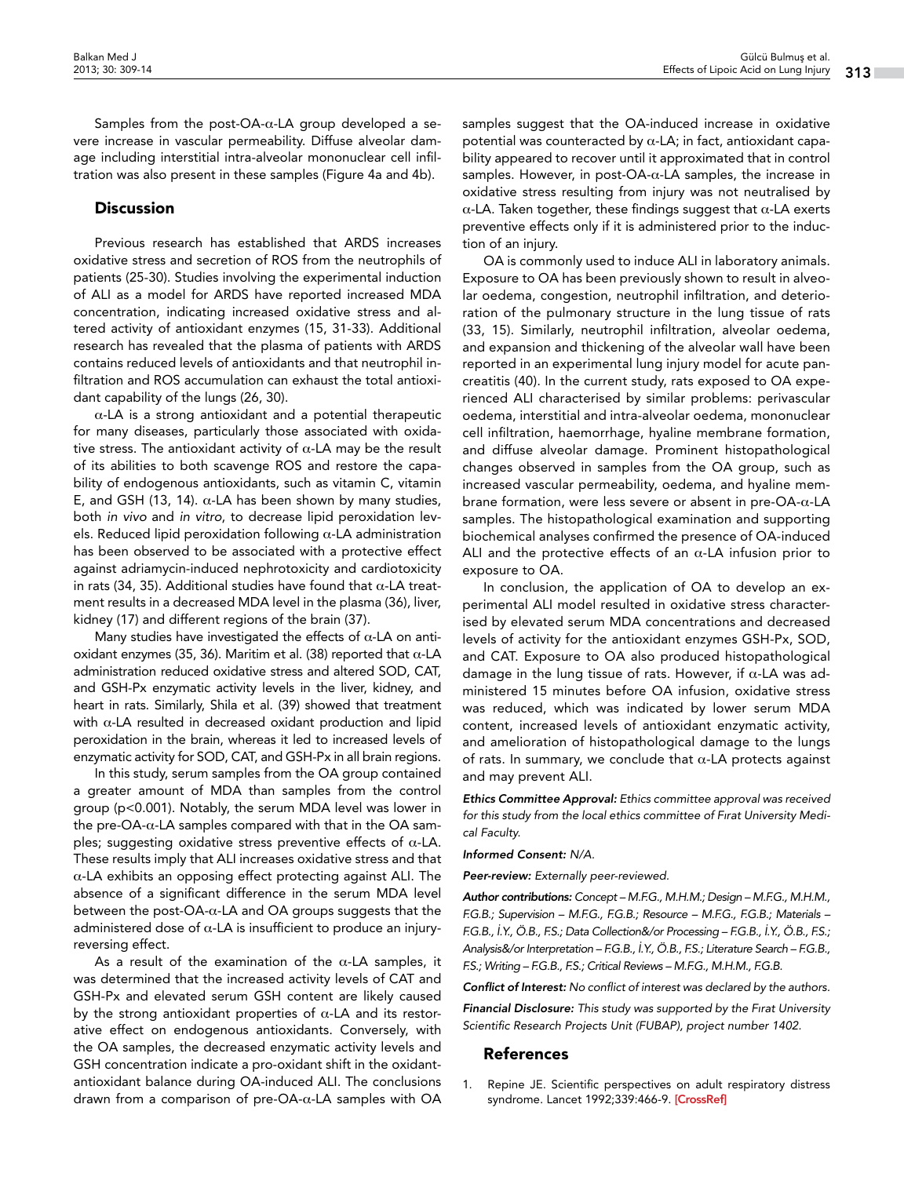Samples from the post-OA-α-LA group developed a severe increase in vascular permeability. Diffuse alveolar damage including interstitial intra-alveolar mononuclear cell infiltration was also present in these samples (Figure 4a and 4b).

## Discussion

Previous research has established that ARDS increases oxidative stress and secretion of ROS from the neutrophils of patients (25-30). Studies involving the experimental induction of ALI as a model for ARDS have reported increased MDA concentration, indicating increased oxidative stress and altered activity of antioxidant enzymes (15, 31-33). Additional research has revealed that the plasma of patients with ARDS contains reduced levels of antioxidants and that neutrophil infiltration and ROS accumulation can exhaust the total antioxidant capability of the lungs (26, 30).

α-LA is a strong antioxidant and a potential therapeutic for many diseases, particularly those associated with oxidative stress. The antioxidant activity of α-LA may be the result of its abilities to both scavenge ROS and restore the capability of endogenous antioxidants, such as vitamin C, vitamin E, and GSH (13, 14). α-LA has been shown by many studies, both *in vivo* and *in vitro*, to decrease lipid peroxidation levels. Reduced lipid peroxidation following α-LA administration has been observed to be associated with a protective effect against adriamycin-induced nephrotoxicity and cardiotoxicity in rats (34, 35). Additional studies have found that α-LA treatment results in a decreased MDA level in the plasma (36), liver, kidney (17) and different regions of the brain (37).

Many studies have investigated the effects of α-LA on antioxidant enzymes (35, 36). Maritim et al. (38) reported that α-LA administration reduced oxidative stress and altered SOD, CAT, and GSH-Px enzymatic activity levels in the liver, kidney, and heart in rats. Similarly, Shila et al. (39) showed that treatment with α-LA resulted in decreased oxidant production and lipid peroxidation in the brain, whereas it led to increased levels of enzymatic activity for SOD, CAT, and GSH-Px in all brain regions.

In this study, serum samples from the OA group contained a greater amount of MDA than samples from the control group ($p<0.001$). Notably, the serum MDA level was lower in the pre-OA-α-LA samples compared with that in the OA samples; suggesting oxidative stress preventive effects of α-LA. These results imply that ALI increases oxidative stress and that α-LA exhibits an opposing effect protecting against ALI. The absence of a significant difference in the serum MDA level between the post-OA-α-LA and OA groups suggests that the administered dose of α-LA is insufficient to produce an injury-reversing effect.

As a result of the examination of the α-LA samples, it was determined that the increased activity levels of CAT and GSH-Px and elevated serum GSH content are likely caused by the strong antioxidant properties of α-LA and its restorative effect on endogenous antioxidants. Conversely, with the OA samples, the decreased enzymatic activity levels and GSH concentration indicate a pro-oxidant shift in the oxidant-antioxidant balance during OA-induced ALI. The conclusions drawn from a comparison of pre-OA-α-LA samples with OA samples suggest that the OA-induced increase in oxidative potential was counteracted by α-LA; in fact, antioxidant capability appeared to recover until it approximated that in control samples. However, in post-OA-α-LA samples, the increase in oxidative stress resulting from injury was not neutralised by α-LA. Taken together, these findings suggest that α-LA exerts preventive effects only if it is administered prior to the induction of an injury.

OA is commonly used to induce ALI in laboratory animals. Exposure to OA has been previously shown to result in alveolar oedema, congestion, neutrophil infiltration, and deterioration of the pulmonary structure in the lung tissue of rats (33, 15). Similarly, neutrophil infiltration, alveolar oedema, and expansion and thickening of the alveolar wall have been reported in an experimental lung injury model for acute pancreatitis (40). In the current study, rats exposed to OA experienced ALI characterised by similar problems: perivascular oedema, interstitial and intra-alveolar oedema, mononuclear cell infiltration, haemorrhage, hyaline membrane formation, and diffuse alveolar damage. Prominent histopathological changes observed in samples from the OA group, such as increased vascular permeability, oedema, and hyaline membrane formation, were less severe or absent in pre-OA-α-LA samples. The histopathological examination and supporting biochemical analyses confirmed the presence of OA-induced ALI and the protective effects of an α-LA infusion prior to exposure to OA.

In conclusion, the application of OA to develop an experimental ALI model resulted in oxidative stress characterised by elevated serum MDA concentrations and decreased levels of activity for the antioxidant enzymes GSH-Px, SOD, and CAT. Exposure to OA also produced histopathological damage in the lung tissue of rats. However, if α-LA was administered 15 minutes before OA infusion, oxidative stress was reduced, which was indicated by lower serum MDA content, increased levels of antioxidant enzymatic activity, and amelioration of histopathological damage to the lungs of rats. In summary, we conclude that α-LA protects against and may prevent ALI.

***Ethics Committee Approval:*** *Ethics committee approval was received for this study from the local ethics committee of Fırat University Medical Faculty.*

***Informed Consent:*** *N/A.*

***Peer-review:*** *Externally peer-reviewed.*

***Author contributions:*** *Concept – M.F.G., M.H.M.; Design – M.F.G., M.H.M., F.G.B.; Supervision – M.F.G., F.G.B.; Resource – M.F.G., F.G.B.; Materials – F.G.B., İ.Y., Ö.B., F.S.; Data Collection&/or Processing – F.G.B., İ.Y., Ö.B., F.S.; Analysis&/or Interpretation – F.G.B., İ.Y., Ö.B., F.S.; Literature Search – F.G.B., F.S.; Writing – F.G.B., F.S.; Critical Reviews – M.F.G., M.H.M., F.G.B.*

***Conflict of Interest:*** *No conflict of interest was declared by the authors.*

***Financial Disclosure:*** *This study was supported by the Fırat University Scientific Research Projects Unit (FUBAP), project number 1402.*

## References

1. Repine JE. Scientific perspectives on adult respiratory distress syndrome. Lancet 1992;339:466-9. [CrossRef]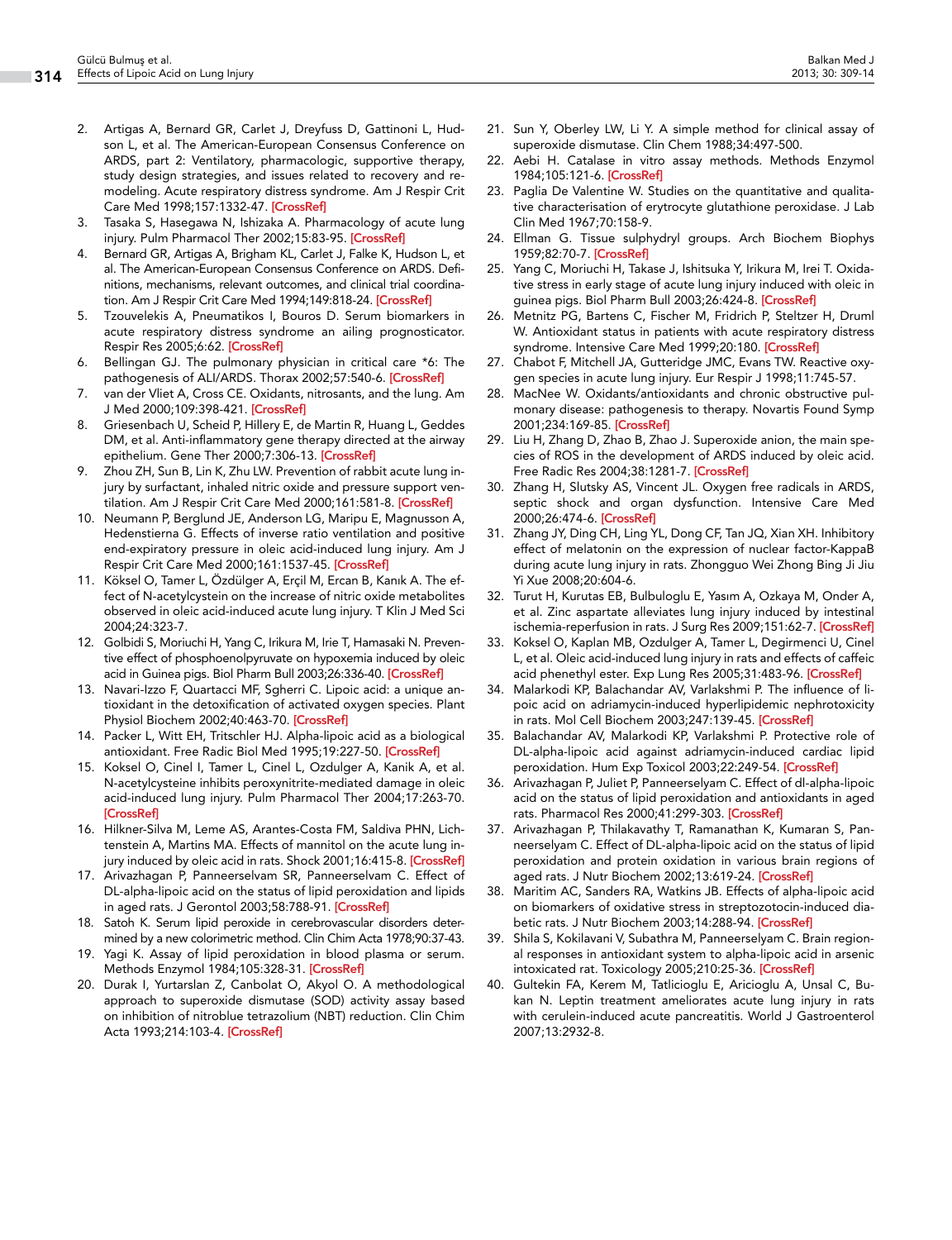2. Artigas A, Bernard GR, Carlet J, Dreyfuss D, Gattinoni L, Hudson L, et al. The American-European Consensus Conference on ARDS, part 2: Ventilatory, pharmacologic, supportive therapy, study design strategies, and issues related to recovery and remodeling. Acute respiratory distress syndrome. Am J Respir Crit Care Med 1998;157:1332-47. [CrossRef]
3. Tasaka S, Hasegawa N, Ishizaka A. Pharmacology of acute lung injury. Pulm Pharmacol Ther 2002;15:83-95. [CrossRef]
4. Bernard GR, Artigas A, Brigham KL, Carlet J, Falke K, Hudson L, et al. The American-European Consensus Conference on ARDS. Definitions, mechanisms, relevant outcomes, and clinical trial coordination. Am J Respir Crit Care Med 1994;149:818-24. [CrossRef]
5. Tzouvelekis A, Pneumatikos I, Bouros D. Serum biomarkers in acute respiratory distress syndrome an ailing prognosticator. Respir Res 2005;6:62. [CrossRef]
6. Bellingan GJ. The pulmonary physician in critical care *6: The pathogenesis of ALI/ARDS. Thorax 2002;57:540-6. [CrossRef]
7. van der Vliet A, Cross CE. Oxidants, nitrosants, and the lung. Am J Med 2000;109:398-421. [CrossRef]
8. Griesenbach U, Scheid P, Hillery E, de Martin R, Huang L, Geddes DM, et al. Anti-inflammatory gene therapy directed at the airway epithelium. Gene Ther 2000;7:306-13. [CrossRef]
9. Zhou ZH, Sun B, Lin K, Zhu LW. Prevention of rabbit acute lung injury by surfactant, inhaled nitric oxide and pressure support ventilation. Am J Respir Crit Care Med 2000;161:581-8. [CrossRef]
10. Neumann P, Berglund JE, Anderson LG, Maripu E, Magnusson A, Hedenstierna G. Effects of inverse ratio ventilation and positive end-expiratory pressure in oleic acid-induced lung injury. Am J Respir Crit Care Med 2000;161:1537-45. [CrossRef]
11. Köksel O, Tamer L, Özdülger A, Erçil M, Ercan B, Kanık A. The effect of N-acetylcystein on the increase of nitric oxide metabolites observed in oleic acid-induced acute lung injury. T Klin J Med Sci 2004;24:323-7.
12. Golbidi S, Moriuchi H, Yang C, Irikura M, Irie T, Hamasaki N. Preventive effect of phosphoenolpyruvate on hypoxemia induced by oleic acid in Guinea pigs. Biol Pharm Bull 2003;26:336-40. [CrossRef]
13. Navari-Izzo F, Quartacci MF, Sgherri C. Lipoic acid: a unique antioxidant in the detoxification of activated oxygen species. Plant Physiol Biochem 2002;40:463-70. [CrossRef]
14. Packer L, Witt EH, Tritschler HJ. Alpha-lipoic acid as a biological antioxidant. Free Radic Biol Med 1995;19:227-50. [CrossRef]
15. Koksel O, Cinel I, Tamer L, Cinel L, Ozdulger A, Kanik A, et al. N-acetylcysteine inhibits peroxynitrite-mediated damage in oleic acid-induced lung injury. Pulm Pharmacol Ther 2004;17:263-70. [CrossRef]
16. Hilkner-Silva M, Leme AS, Arantes-Costa FM, Saldiva PHN, Lichtenstein A, Martins MA. Effects of mannitol on the acute lung injury induced by oleic acid in rats. Shock 2001;16:415-8. [CrossRef]
17. Arivazhagan P, Panneerselvam SR, Panneerselvam C. Effect of DL-alpha-lipoic acid on the status of lipid peroxidation and lipids in aged rats. J Gerontol 2003;58:788-91. [CrossRef]
18. Satoh K. Serum lipid peroxide in cerebrovascular disorders determined by a new colorimetric method. Clin Chim Acta 1978;90:37-43.
19. Yagi K. Assay of lipid peroxidation in blood plasma or serum. Methods Enzymol 1984;105:328-31. [CrossRef]
20. Durak I, Yurtarslan Z, Canbolat O, Akyol O. A methodological approach to superoxide dismutase (SOD) activity assay based on inhibition of nitroblue tetrazolium (NBT) reduction. Clin Chim Acta 1993;214:103-4. [CrossRef]
21. Sun Y, Oberley LW, Li Y. A simple method for clinical assay of superoxide dismutase. Clin Chem 1988;34:497-500.
22. Aebi H. Catalase in vitro assay methods. Methods Enzymol 1984;105:121-6. [CrossRef]
23. Paglia De Valentine W. Studies on the quantitative and qualitative characterisation of erytrocyte glutathione peroxidase. J Lab Clin Med 1967;70:158-9.
24. Ellman G. Tissue sulphydryl groups. Arch Biochem Biophys 1959;82:70-7. [CrossRef]
25. Yang C, Moriuchi H, Takase J, Ishitsuka Y, Irikura M, Irei T. Oxidative stress in early stage of acute lung injury induced with oleic in guinea pigs. Biol Pharm Bull 2003;26:424-8. [CrossRef]
26. Metnitz PG, Bartens C, Fischer M, Fridrich P, Steltzer H, Druml W. Antioxidant status in patients with acute respiratory distress syndrome. Intensive Care Med 1999;20:180. [CrossRef]
27. Chabot F, Mitchell JA, Gutteridge JMC, Evans TW. Reactive oxygen species in acute lung injury. Eur Respir J 1998;11:745-57.
28. MacNee W. Oxidants/antioxidants and chronic obstructive pulmonary disease: pathogenesis to therapy. Novartis Found Symp 2001;234:169-85. [CrossRef]
29. Liu H, Zhang D, Zhao B, Zhao J. Superoxide anion, the main species of ROS in the development of ARDS induced by oleic acid. Free Radic Res 2004;38:1281-7. [CrossRef]
30. Zhang H, Slutsky AS, Vincent JL. Oxygen free radicals in ARDS, septic shock and organ dysfunction. Intensive Care Med 2000;26:474-6. [CrossRef]
31. Zhang JY, Ding CH, Ling YL, Dong CF, Tan JQ, Xian XH. Inhibitory effect of melatonin on the expression of nuclear factor-KappaB during acute lung injury in rats. Zhongguo Wei Zhong Bing Ji Jiu Yi Xue 2008;20:604-6.
32. Turut H, Kurutas EB, Bulbuloglu E, Yasım A, Ozkaya M, Onder A, et al. Zinc aspartate alleviates lung injury induced by intestinal ischemia-reperfusion in rats. J Surg Res 2009;151:62-7. [CrossRef]
33. Koksel O, Kaplan MB, Ozdulger A, Tamer L, Degirmenci U, Cinel L, et al. Oleic acid-induced lung injury in rats and effects of caffeic acid phenethyl ester. Exp Lung Res 2005;31:483-96. [CrossRef]
34. Malarkodi KP, Balachandar AV, Varlakshmi P. The influence of lipoic acid on adriamycin-induced hyperlipidemic nephrotoxicity in rats. Mol Cell Biochem 2003;247:139-45. [CrossRef]
35. Balachandar AV, Malarkodi KP, Varlakshmi P. Protective role of DL-alpha-lipoic acid against adriamycin-induced cardiac lipid peroxidation. Hum Exp Toxicol 2003;22:249-54. [CrossRef]
36. Arivazhagan P, Juliet P, Panneerselyam C. Effect of dl-alpha-lipoic acid on the status of lipid peroxidation and antioxidants in aged rats. Pharmacol Res 2000;41:299-303. [CrossRef]
37. Arivazhagan P, Thilakavathy T, Ramanathan K, Kumaran S, Panneerselyam C. Effect of DL-alpha-lipoic acid on the status of lipid peroxidation and protein oxidation in various brain regions of aged rats. J Nutr Biochem 2002;13:619-24. [CrossRef]
38. Maritim AC, Sanders RA, Watkins JB. Effects of alpha-lipoic acid on biomarkers of oxidative stress in streptozotocin-induced diabetic rats. J Nutr Biochem 2003;14:288-94. [CrossRef]
39. Shila S, Kokilavani V, Subathra M, Panneerselyam C. Brain regional responses in antioxidant system to alpha-lipoic acid in arsenic intoxicated rat. Toxicology 2005;210:25-36. [CrossRef]
40. Gultekin FA, Kerem M, Tatlicioglu E, Aricioglu A, Unsal C, Bukan N. Leptin treatment ameliorates acute lung injury in rats with cerulein-induced acute pancreatitis. World J Gastroenterol 2007;13:2932-8.